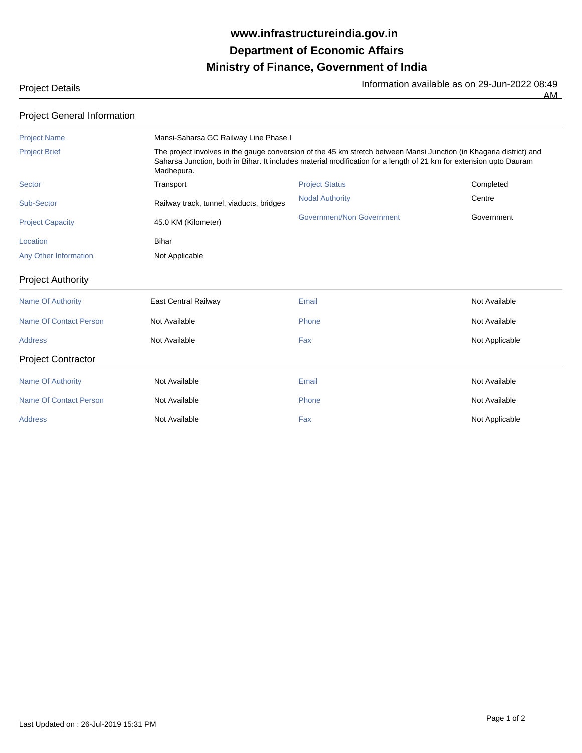# www.infrastructureindia.gov.in
# Department of Economic Affairs
# Ministry of Finance, Government of India

Project Details

Information available as on 29-Jun-2022 08:49 AM

## Project General Information

| | | | |
|---|---|---|---|
| Project Name | Mansi-Saharsa GC Railway Line Phase I | | |
| Project Brief | The project involves in the gauge conversion of the 45 km stretch between Mansi Junction (in Khagaria district) and Saharsa Junction, both in Bihar. It includes material modification for a length of 21 km for extension upto Dauram Madhepura. | | |
| Sector | Transport | Project Status | Completed |
| Sub-Sector | Railway track, tunnel, viaducts, bridges | Nodal Authority | Centre |
| Project Capacity | 45.0 KM (Kilometer) | Government/Non Government | Government |
| Location | Bihar | | |
| Any Other Information | Not Applicable | | |

## Project Authority

| | | | |
|---|---|---|---|
| Name Of Authority | East Central Railway | Email | Not Available |
| Name Of Contact Person | Not Available | Phone | Not Available |
| Address | Not Available | Fax | Not Applicable |

## Project Contractor

| | | | |
|---|---|---|---|
| Name Of Authority | Not Available | Email | Not Available |
| Name Of Contact Person | Not Available | Phone | Not Available |
| Address | Not Available | Fax | Not Applicable |

Last Updated on : 26-Jul-2019 15:31 PM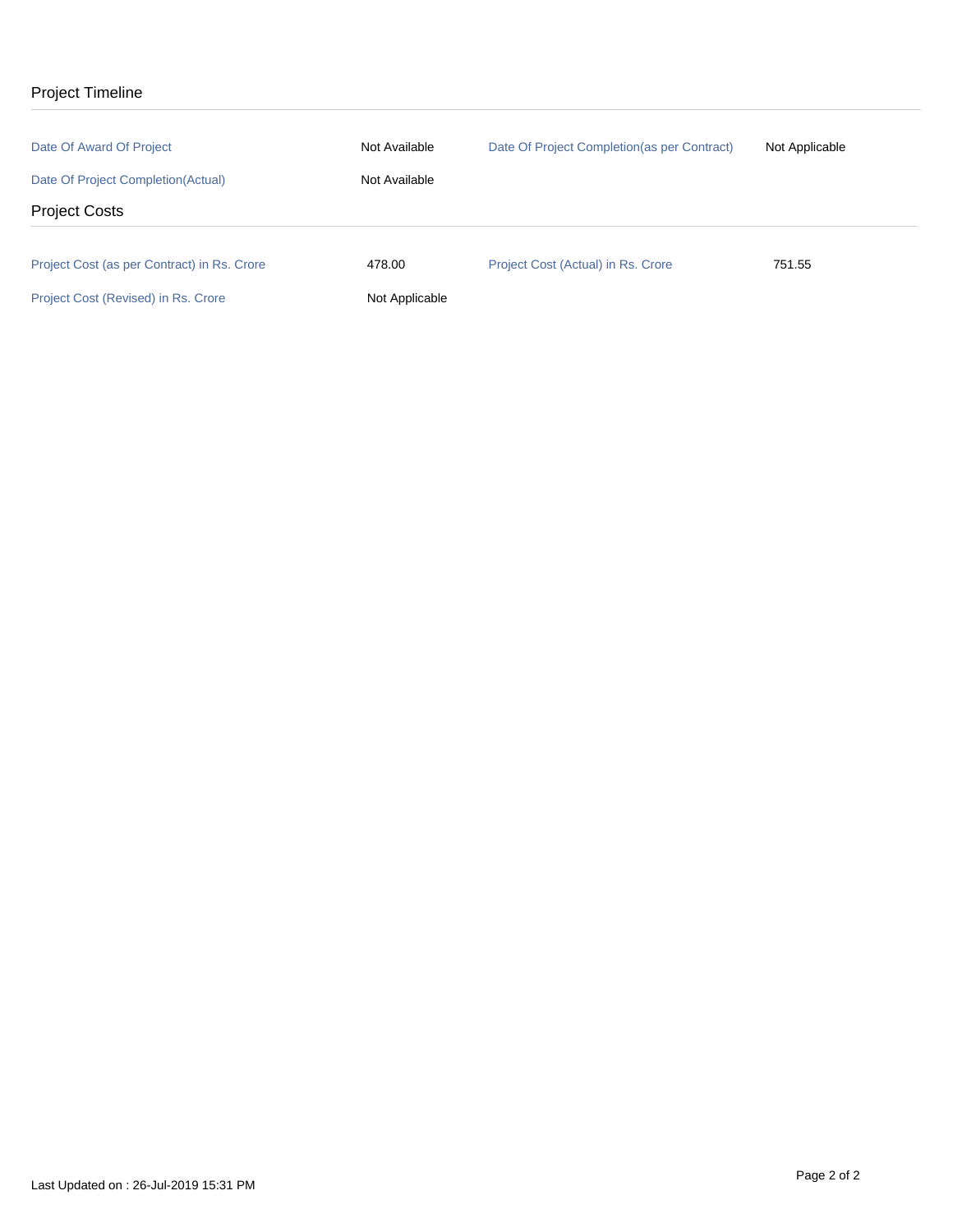## Project Timeline

| | | | |
|---|---|---|---|
| Date Of Award Of Project | Not Available | Date Of Project Completion(as per Contract) | Not Applicable |
| Date Of Project Completion(Actual) | Not Available | | |

## Project Costs

| | | | |
|---|---|---|---|
| Project Cost (as per Contract) in Rs. Crore | 478.00 | Project Cost (Actual) in Rs. Crore | 751.55 |
| Project Cost (Revised) in Rs. Crore | Not Applicable | | |

Last Updated on : 26-Jul-2019 15:31 PM